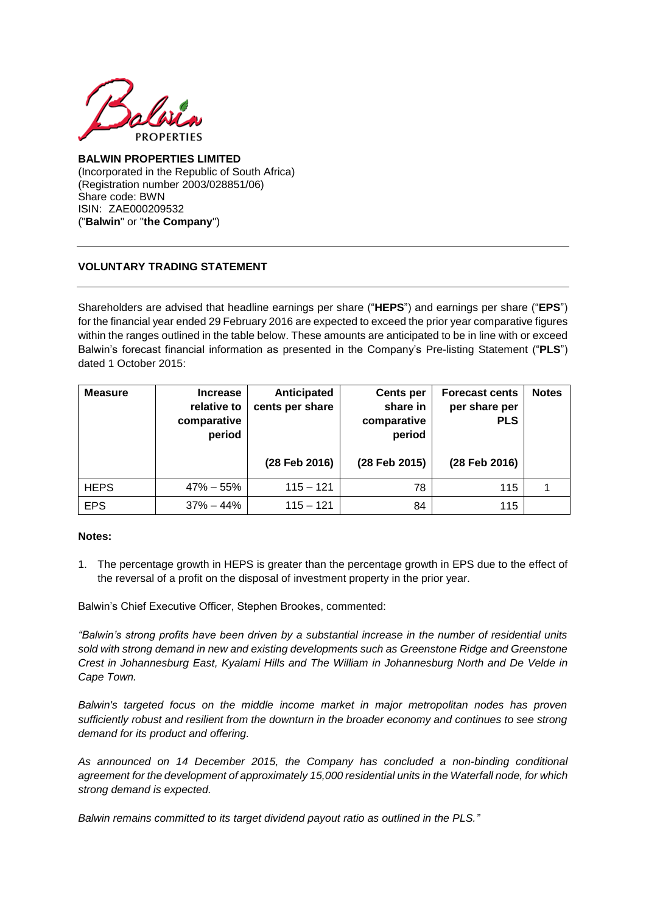**BALWIN PROPERTIES LIMITED**
(Incorporated in the Republic of South Africa)
(Registration number 2003/028851/06)
Share code: BWN
ISIN: ZAE000209532
("**Balwin**" or "**the Company**")

## VOLUNTARY TRADING STATEMENT

Shareholders are advised that headline earnings per share ("**HEPS**") and earnings per share ("**EPS**") for the financial year ended 29 February 2016 are expected to exceed the prior year comparative figures within the ranges outlined in the table below. These amounts are anticipated to be in line with or exceed Balwin's forecast financial information as presented in the Company's Pre-listing Statement ("**PLS**") dated 1 October 2015:

| Measure | Increase relative to comparative period | Anticipated cents per share | Cents per share in comparative period | Forecast cents per share per PLS | Notes |
|---|---|---|---|---|---|
| | | (28 Feb 2016) | (28 Feb 2015) | (28 Feb 2016) | |
| HEPS | 47% – 55% | 115 – 121 | 78 | 115 | 1 |
| EPS | 37% – 44% | 115 – 121 | 84 | 115 | |

**Notes:**

1. The percentage growth in HEPS is greater than the percentage growth in EPS due to the effect of the reversal of a profit on the disposal of investment property in the prior year.

Balwin's Chief Executive Officer, Stephen Brookes, commented:

*"Balwin's strong profits have been driven by a substantial increase in the number of residential units sold with strong demand in new and existing developments such as Greenstone Ridge and Greenstone Crest in Johannesburg East, Kyalami Hills and The William in Johannesburg North and De Velde in Cape Town.*

*Balwin's targeted focus on the middle income market in major metropolitan nodes has proven sufficiently robust and resilient from the downturn in the broader economy and continues to see strong demand for its product and offering.*

*As announced on 14 December 2015, the Company has concluded a non-binding conditional agreement for the development of approximately 15,000 residential units in the Waterfall node, for which strong demand is expected.*

*Balwin remains committed to its target dividend payout ratio as outlined in the PLS."*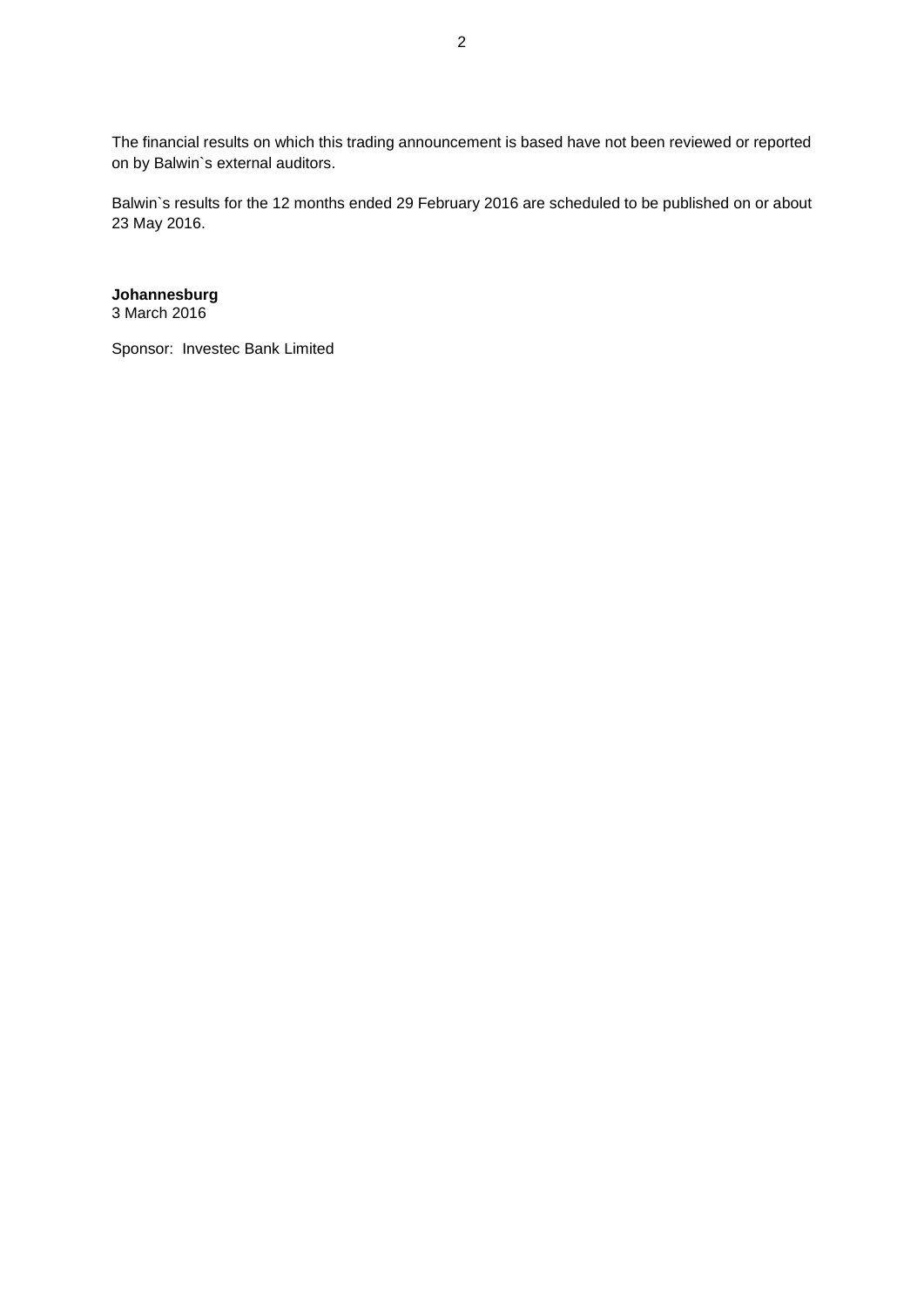The financial results on which this trading announcement is based have not been reviewed or reported on by Balwin`s external auditors.

Balwin`s results for the 12 months ended 29 February 2016 are scheduled to be published on or about 23 May 2016.

**Johannesburg**
3 March 2016

Sponsor: Investec Bank Limited